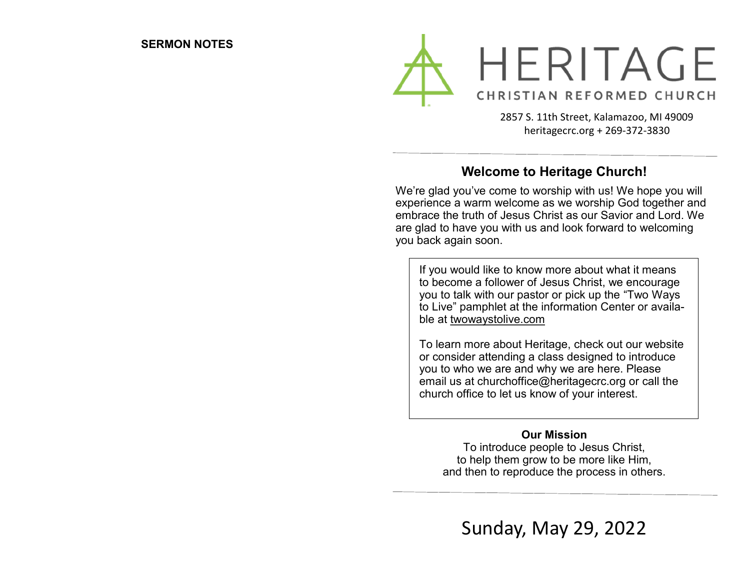**SERMON NOTES**

# HERITAGE

CHRISTIAN REFORMED CHURCH

2857 S. 11th Street, Kalamazoo, MI 49009
heritagecrc.org + 269-372-3830

---

## Welcome to Heritage Church!

We're glad you've come to worship with us! We hope you will experience a warm welcome as we worship God together and embrace the truth of Jesus Christ as our Savior and Lord. We are glad to have you with us and look forward to welcoming you back again soon.

If you would like to know more about what it means to become a follower of Jesus Christ, we encourage you to talk with our pastor or pick up the "Two Ways to Live" pamphlet at the information Center or available at twowaystolive.com

To learn more about Heritage, check out our website or consider attending a class designed to introduce you to who we are and why we are here. Please email us at churchoffice@heritagecrc.org or call the church office to let us know of your interest.

**Our Mission**

To introduce people to Jesus Christ,
to help them grow to be more like Him,
and then to reproduce the process in others.

---

Sunday, May 29, 2022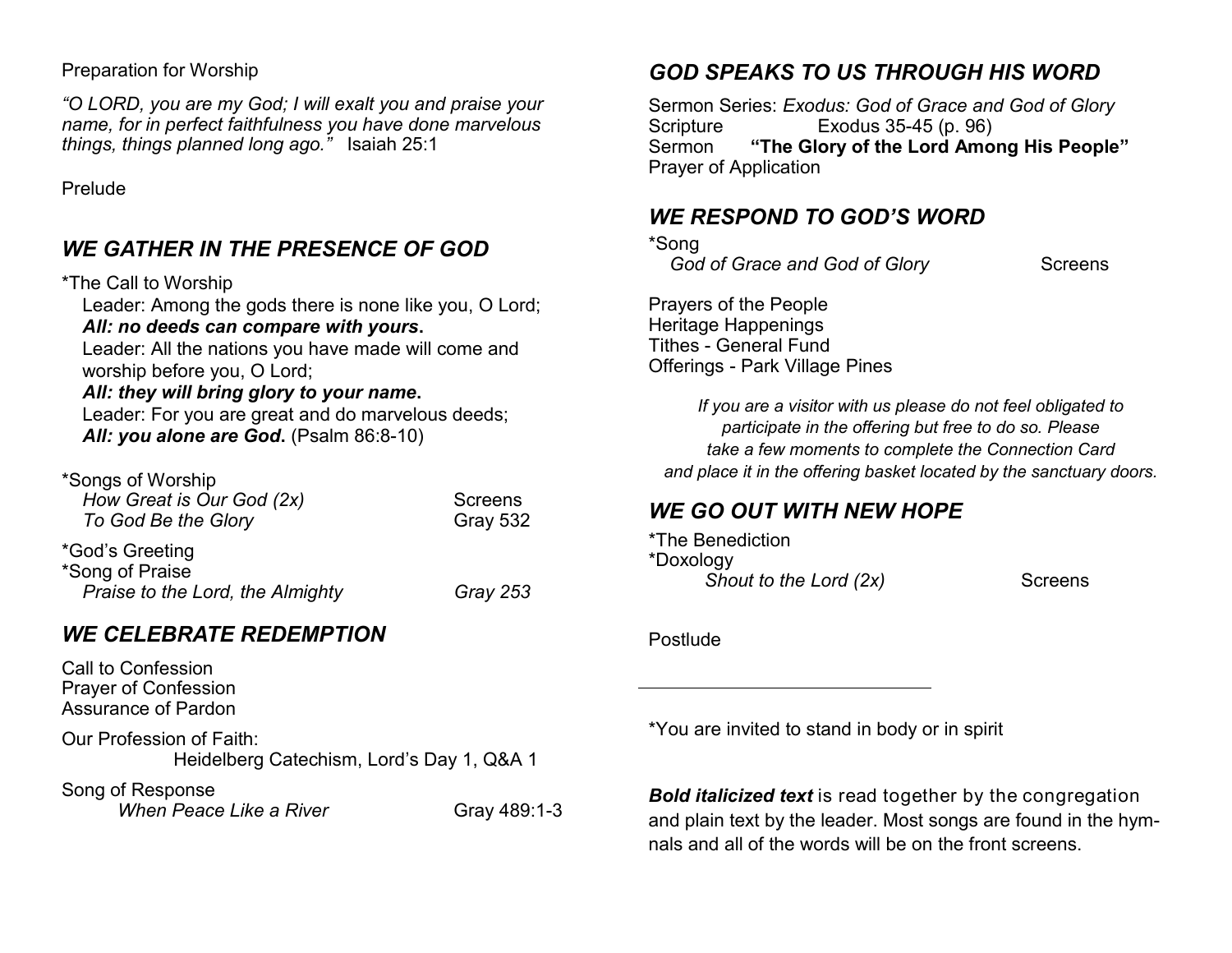Preparation for Worship

*"O LORD, you are my God; I will exalt you and praise your name, for in perfect faithfulness you have done marvelous things, things planned long ago."* Isaiah 25:1

Prelude

## *WE GATHER IN THE PRESENCE OF GOD*

*The Call to Worship

Leader: Among the gods there is none like you, O Lord;
***All: no deeds can compare with yours*.**
Leader: All the nations you have made will come and worship before you, O Lord;
***All: they will bring glory to your name*.**
Leader: For you are great and do marvelous deeds;
***All: you alone are God*.** (Psalm 86:8-10)

*Songs of Worship
*How Great is Our God (2x)* — Screens
*To God Be the Glory* — Gray 532

*God's Greeting
*Song of Praise
*Praise to the Lord, the Almighty* — *Gray 253*

## *WE CELEBRATE REDEMPTION*

Call to Confession
Prayer of Confession
Assurance of Pardon

Our Profession of Faith:
Heidelberg Catechism, Lord's Day 1, Q&A 1

Song of Response
*When Peace Like a River* — Gray 489:1-3

## *GOD SPEAKS TO US THROUGH HIS WORD*

Sermon Series: *Exodus: God of Grace and God of Glory*
Scripture — Exodus 35-45 (p. 96)
Sermon — **"The Glory of the Lord Among His People"**
Prayer of Application

## *WE RESPOND TO GOD'S WORD*

*Song
*God of Grace and God of Glory* — Screens

Prayers of the People
Heritage Happenings
Tithes - General Fund
Offerings - Park Village Pines

*If you are a visitor with us please do not feel obligated to participate in the offering but free to do so. Please take a few moments to complete the Connection Card and place it in the offering basket located by the sanctuary doors.*

## *WE GO OUT WITH NEW HOPE*

*The Benediction
*Doxology
*Shout to the Lord (2x)* — Screens

Postlude

---

*You are invited to stand in body or in spirit

***Bold italicized text*** is read together by the congregation and plain text by the leader. Most songs are found in the hymnals and all of the words will be on the front screens.